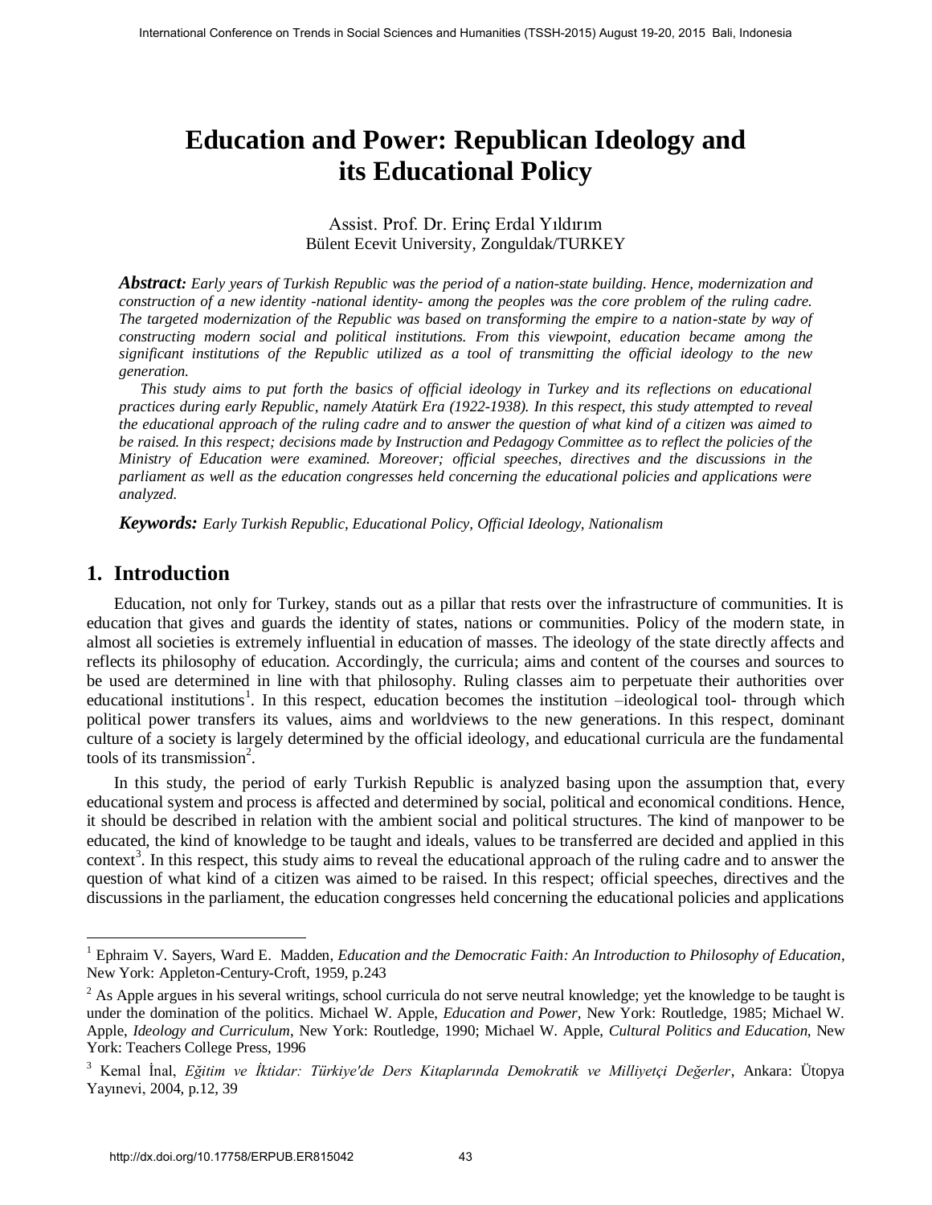# Education and Power: Republican Ideology and its Educational Policy

Assist. Prof. Dr. Erinç Erdal Yıldırım
Bülent Ecevit University, Zonguldak/TURKEY

***Abstract:*** *Early years of Turkish Republic was the period of a nation-state building. Hence, modernization and construction of a new identity -national identity- among the peoples was the core problem of the ruling cadre. The targeted modernization of the Republic was based on transforming the empire to a nation-state by way of constructing modern social and political institutions. From this viewpoint, education became among the significant institutions of the Republic utilized as a tool of transmitting the official ideology to the new generation.*

*This study aims to put forth the basics of official ideology in Turkey and its reflections on educational practices during early Republic, namely Atatürk Era (1922-1938). In this respect, this study attempted to reveal the educational approach of the ruling cadre and to answer the question of what kind of a citizen was aimed to be raised. In this respect; decisions made by Instruction and Pedagogy Committee as to reflect the policies of the Ministry of Education were examined. Moreover; official speeches, directives and the discussions in the parliament as well as the education congresses held concerning the educational policies and applications were analyzed.*

***Keywords:*** *Early Turkish Republic, Educational Policy, Official Ideology, Nationalism*

## 1. Introduction

Education, not only for Turkey, stands out as a pillar that rests over the infrastructure of communities. It is education that gives and guards the identity of states, nations or communities. Policy of the modern state, in almost all societies is extremely influential in education of masses. The ideology of the state directly affects and reflects its philosophy of education. Accordingly, the curricula; aims and content of the courses and sources to be used are determined in line with that philosophy. Ruling classes aim to perpetuate their authorities over educational institutions[1]. In this respect, education becomes the institution –ideological tool- through which political power transfers its values, aims and worldviews to the new generations. In this respect, dominant culture of a society is largely determined by the official ideology, and educational curricula are the fundamental tools of its transmission[2].

In this study, the period of early Turkish Republic is analyzed basing upon the assumption that, every educational system and process is affected and determined by social, political and economical conditions. Hence, it should be described in relation with the ambient social and political structures. The kind of manpower to be educated, the kind of knowledge to be taught and ideals, values to be transferred are decided and applied in this context[3]. In this respect, this study aims to reveal the educational approach of the ruling cadre and to answer the question of what kind of a citizen was aimed to be raised. In this respect; official speeches, directives and the discussions in the parliament, the education congresses held concerning the educational policies and applications

---

[1] Ephraim V. Sayers, Ward E. Madden, *Education and the Democratic Faith: An Introduction to Philosophy of Education*, New York: Appleton-Century-Croft, 1959, p.243

[2] As Apple argues in his several writings, school curricula do not serve neutral knowledge; yet the knowledge to be taught is under the domination of the politics. Michael W. Apple, *Education and Power,* New York: Routledge, 1985; Michael W. Apple, *Ideology and Curriculum*, New York: Routledge, 1990; Michael W. Apple, *Cultural Politics and Education*, New York: Teachers College Press, 1996

[3] Kemal İnal, *Eğitim ve İktidar: Türkiye'de Ders Kitaplarında Demokratik ve Milliyetçi Değerler*, Ankara: Ütopya Yayınevi, 2004, p.12, 39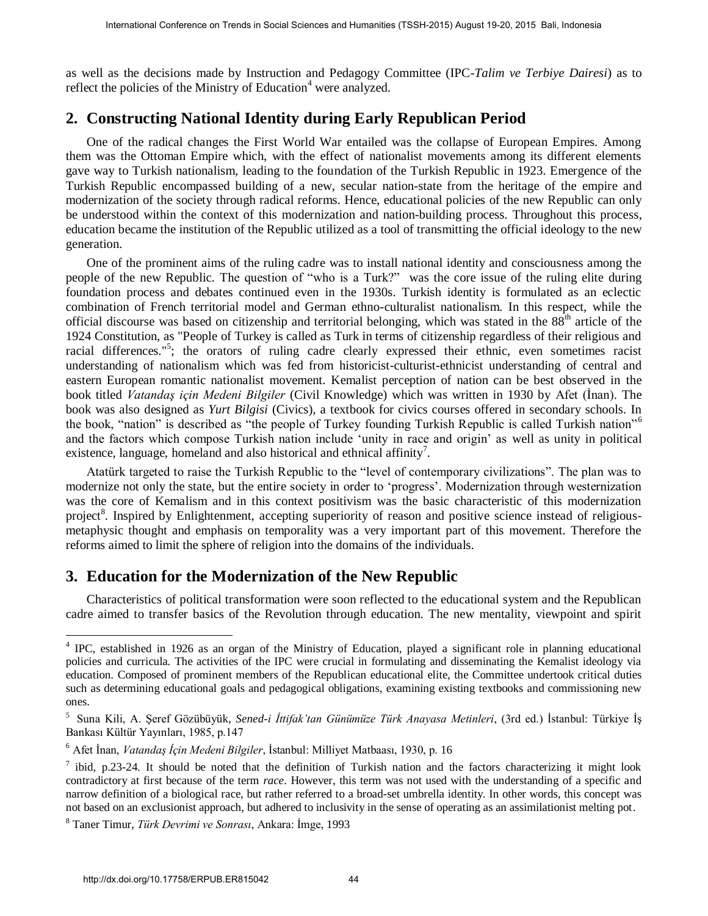as well as the decisions made by Instruction and Pedagogy Committee (IPC-*Talim ve Terbiye Dairesi*) as to reflect the policies of the Ministry of Education[4] were analyzed.

## 2. Constructing National Identity during Early Republican Period

One of the radical changes the First World War entailed was the collapse of European Empires. Among them was the Ottoman Empire which, with the effect of nationalist movements among its different elements gave way to Turkish nationalism, leading to the foundation of the Turkish Republic in 1923. Emergence of the Turkish Republic encompassed building of a new, secular nation-state from the heritage of the empire and modernization of the society through radical reforms. Hence, educational policies of the new Republic can only be understood within the context of this modernization and nation-building process. Throughout this process, education became the institution of the Republic utilized as a tool of transmitting the official ideology to the new generation.

One of the prominent aims of the ruling cadre was to install national identity and consciousness among the people of the new Republic. The question of "who is a Turk?" was the core issue of the ruling elite during foundation process and debates continued even in the 1930s. Turkish identity is formulated as an eclectic combination of French territorial model and German ethno-culturalist nationalism. In this respect, while the official discourse was based on citizenship and territorial belonging, which was stated in the 88th article of the 1924 Constitution, as "People of Turkey is called as Turk in terms of citizenship regardless of their religious and racial differences."[5]; the orators of ruling cadre clearly expressed their ethnic, even sometimes racist understanding of nationalism which was fed from historicist-culturist-ethnicist understanding of central and eastern European romantic nationalist movement. Kemalist perception of nation can be best observed in the book titled *Vatandaş için Medeni Bilgiler* (Civil Knowledge) which was written in 1930 by Afet (İnan). The book was also designed as *Yurt Bilgisi* (Civics), a textbook for civics courses offered in secondary schools. In the book, "nation" is described as "the people of Turkey founding Turkish Republic is called Turkish nation"[6] and the factors which compose Turkish nation include 'unity in race and origin' as well as unity in political existence, language, homeland and also historical and ethnical affinity[7].

Atatürk targeted to raise the Turkish Republic to the "level of contemporary civilizations". The plan was to modernize not only the state, but the entire society in order to 'progress'. Modernization through westernization was the core of Kemalism and in this context positivism was the basic characteristic of this modernization project[8]. Inspired by Enlightenment, accepting superiority of reason and positive science instead of religious-metaphysic thought and emphasis on temporality was a very important part of this movement. Therefore the reforms aimed to limit the sphere of religion into the domains of the individuals.

## 3. Education for the Modernization of the New Republic

Characteristics of political transformation were soon reflected to the educational system and the Republican cadre aimed to transfer basics of the Revolution through education. The new mentality, viewpoint and spirit

---

[4] IPC, established in 1926 as an organ of the Ministry of Education, played a significant role in planning educational policies and curricula. The activities of the IPC were crucial in formulating and disseminating the Kemalist ideology via education. Composed of prominent members of the Republican educational elite, the Committee undertook critical duties such as determining educational goals and pedagogical obligations, examining existing textbooks and commissioning new ones.

[5] Suna Kili, A. Şeref Gözübüyük, *Sened-i İttifak'tan Günümüze Türk Anayasa Metinleri*, (3rd ed.) İstanbul: Türkiye İş Bankası Kültür Yayınları, 1985, p.147

[6] Afet İnan, *Vatandaş İçin Medeni Bilgiler*, İstanbul: Milliyet Matbaası, 1930, p. 16

[7] ibid, p.23-24. It should be noted that the definition of Turkish nation and the factors characterizing it might look contradictory at first because of the term *race*. However, this term was not used with the understanding of a specific and narrow definition of a biological race, but rather referred to a broad-set umbrella identity. In other words, this concept was not based on an exclusionist approach, but adhered to inclusivity in the sense of operating as an assimilationist melting pot.

[8] Taner Timur, *Türk Devrimi ve Sonrası*, Ankara: İmge, 1993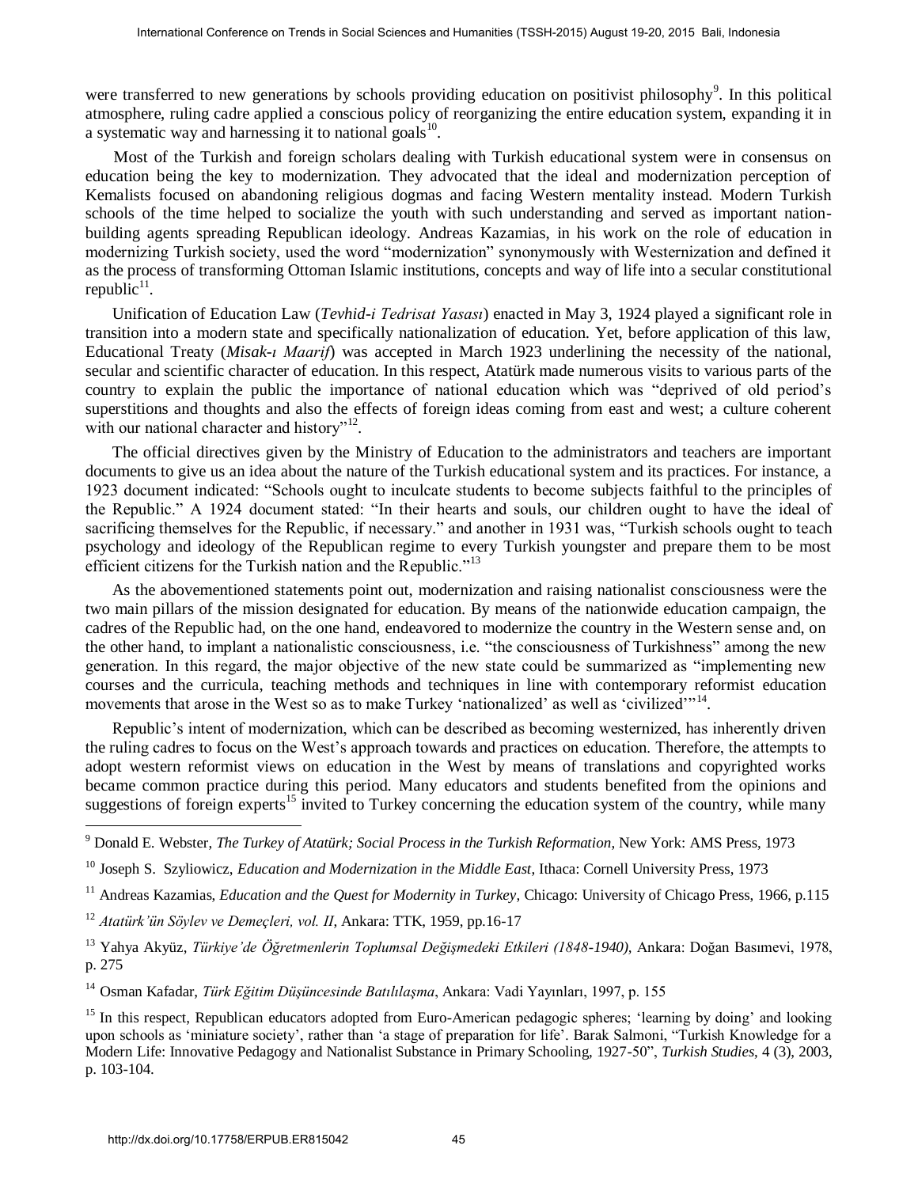were transferred to new generations by schools providing education on positivist philosophy[9]. In this political atmosphere, ruling cadre applied a conscious policy of reorganizing the entire education system, expanding it in a systematic way and harnessing it to national goals[10].

Most of the Turkish and foreign scholars dealing with Turkish educational system were in consensus on education being the key to modernization. They advocated that the ideal and modernization perception of Kemalists focused on abandoning religious dogmas and facing Western mentality instead. Modern Turkish schools of the time helped to socialize the youth with such understanding and served as important nation-building agents spreading Republican ideology. Andreas Kazamias, in his work on the role of education in modernizing Turkish society, used the word "modernization" synonymously with Westernization and defined it as the process of transforming Ottoman Islamic institutions, concepts and way of life into a secular constitutional republic[11].

Unification of Education Law (*Tevhid-i Tedrisat Yasası*) enacted in May 3, 1924 played a significant role in transition into a modern state and specifically nationalization of education. Yet, before application of this law, Educational Treaty (*Misak-ı Maarif*) was accepted in March 1923 underlining the necessity of the national, secular and scientific character of education. In this respect, Atatürk made numerous visits to various parts of the country to explain the public the importance of national education which was "deprived of old period's superstitions and thoughts and also the effects of foreign ideas coming from east and west; a culture coherent with our national character and history"[12].

The official directives given by the Ministry of Education to the administrators and teachers are important documents to give us an idea about the nature of the Turkish educational system and its practices. For instance, a 1923 document indicated: "Schools ought to inculcate students to become subjects faithful to the principles of the Republic." A 1924 document stated: "In their hearts and souls, our children ought to have the ideal of sacrificing themselves for the Republic, if necessary." and another in 1931 was, "Turkish schools ought to teach psychology and ideology of the Republican regime to every Turkish youngster and prepare them to be most efficient citizens for the Turkish nation and the Republic."[13]

As the abovementioned statements point out, modernization and raising nationalist consciousness were the two main pillars of the mission designated for education. By means of the nationwide education campaign, the cadres of the Republic had, on the one hand, endeavored to modernize the country in the Western sense and, on the other hand, to implant a nationalistic consciousness, i.e. "the consciousness of Turkishness" among the new generation. In this regard, the major objective of the new state could be summarized as "implementing new courses and the curricula, teaching methods and techniques in line with contemporary reformist education movements that arose in the West so as to make Turkey 'nationalized' as well as 'civilized'"[14].

Republic's intent of modernization, which can be described as becoming westernized, has inherently driven the ruling cadres to focus on the West's approach towards and practices on education. Therefore, the attempts to adopt western reformist views on education in the West by means of translations and copyrighted works became common practice during this period. Many educators and students benefited from the opinions and suggestions of foreign experts[15] invited to Turkey concerning the education system of the country, while many

---

[9] Donald E. Webster, *The Turkey of Atatürk; Social Process in the Turkish Reformation*, New York: AMS Press, 1973

[10] Joseph S. Szyliowicz, *Education and Modernization in the Middle East*, Ithaca: Cornell University Press, 1973

[11] Andreas Kazamias, *Education and the Quest for Modernity in Turkey*, Chicago: University of Chicago Press, 1966, p.115

[12] *Atatürk'ün Söylev ve Demeçleri, vol. II*, Ankara: TTK, 1959, pp.16-17

[13] Yahya Akyüz, *Türkiye'de Öğretmenlerin Toplumsal Değişmedeki Etkileri (1848-1940)*, Ankara: Doğan Basımevi, 1978, p. 275

[14] Osman Kafadar, *Türk Eğitim Düşüncesinde Batılılaşma*, Ankara: Vadi Yayınları, 1997, p. 155

[15] In this respect, Republican educators adopted from Euro-American pedagogic spheres; 'learning by doing' and looking upon schools as 'miniature society', rather than 'a stage of preparation for life'. Barak Salmoni, "Turkish Knowledge for a Modern Life: Innovative Pedagogy and Nationalist Substance in Primary Schooling, 1927-50", *Turkish Studies*, 4 (3), 2003, p. 103-104.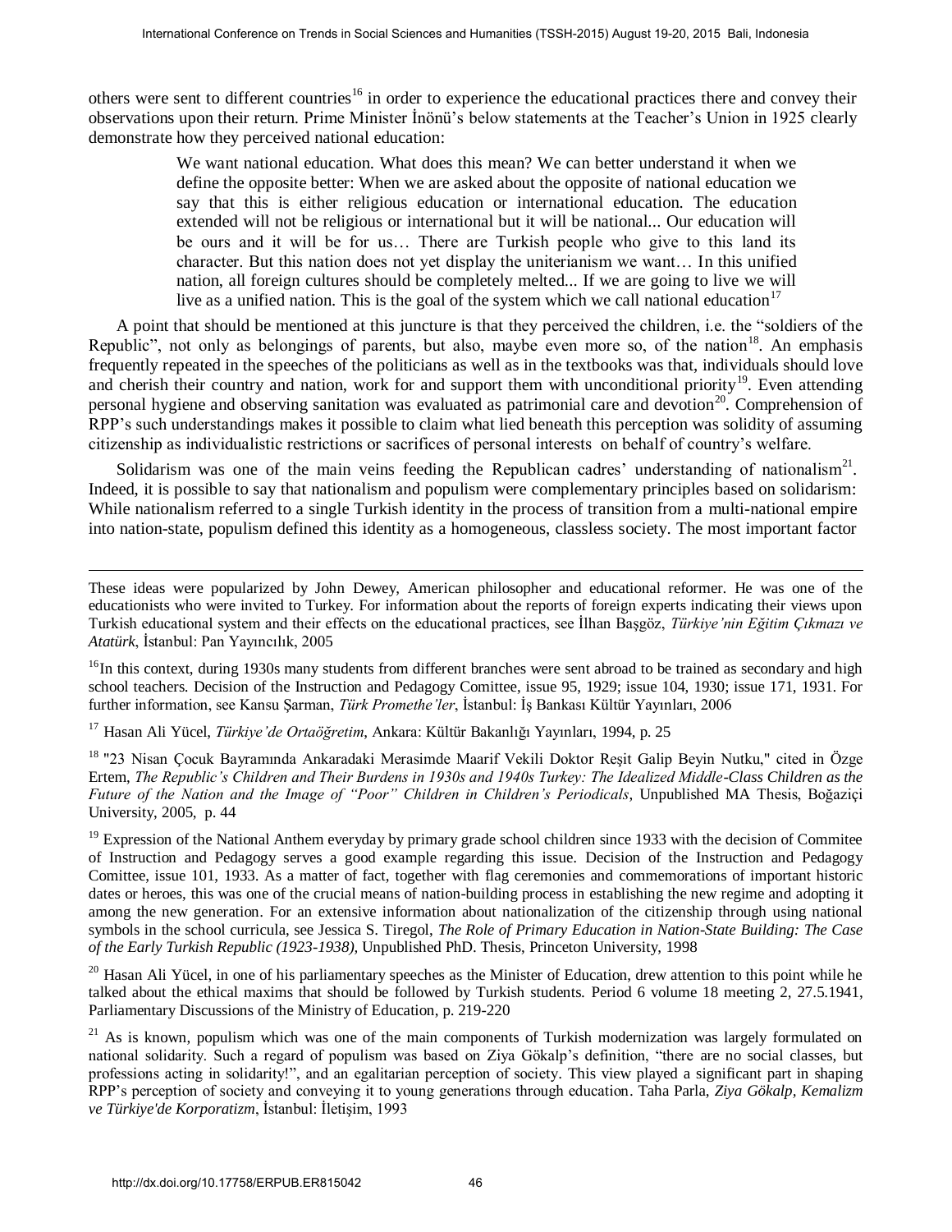others were sent to different countries[16] in order to experience the educational practices there and convey their observations upon their return. Prime Minister İnönü's below statements at the Teacher's Union in 1925 clearly demonstrate how they perceived national education:

> We want national education. What does this mean? We can better understand it when we define the opposite better: When we are asked about the opposite of national education we say that this is either religious education or international education. The education extended will not be religious or international but it will be national... Our education will be ours and it will be for us… There are Turkish people who give to this land its character. But this nation does not yet display the uniterianism we want… In this unified nation, all foreign cultures should be completely melted... If we are going to live we will live as a unified nation. This is the goal of the system which we call national education[17]

A point that should be mentioned at this juncture is that they perceived the children, i.e. the "soldiers of the Republic", not only as belongings of parents, but also, maybe even more so, of the nation[18]. An emphasis frequently repeated in the speeches of the politicians as well as in the textbooks was that, individuals should love and cherish their country and nation, work for and support them with unconditional priority[19]. Even attending personal hygiene and observing sanitation was evaluated as patrimonial care and devotion[20]. Comprehension of RPP's such understandings makes it possible to claim what lied beneath this perception was solidity of assuming citizenship as individualistic restrictions or sacrifices of personal interests on behalf of country's welfare.

Solidarism was one of the main veins feeding the Republican cadres' understanding of nationalism[21]. Indeed, it is possible to say that nationalism and populism were complementary principles based on solidarism: While nationalism referred to a single Turkish identity in the process of transition from a multi-national empire into nation-state, populism defined this identity as a homogeneous, classless society. The most important factor

---

These ideas were popularized by John Dewey, American philosopher and educational reformer. He was one of the educationists who were invited to Turkey. For information about the reports of foreign experts indicating their views upon Turkish educational system and their effects on the educational practices, see İlhan Başgöz, *Türkiye'nin Eğitim Çıkmazı ve Atatürk*, İstanbul: Pan Yayıncılık, 2005

[16] In this context, during 1930s many students from different branches were sent abroad to be trained as secondary and high school teachers. Decision of the Instruction and Pedagogy Comittee, issue 95, 1929; issue 104, 1930; issue 171, 1931. For further information, see Kansu Şarman, *Türk Promethe'ler*, İstanbul: İş Bankası Kültür Yayınları, 2006

[17] Hasan Ali Yücel, *Türkiye'de Ortaöğretim*, Ankara: Kültür Bakanlığı Yayınları, 1994, p. 25

[18] "23 Nisan Çocuk Bayramında Ankaradaki Merasimde Maarif Vekili Doktor Reşit Galip Beyin Nutku," cited in Özge Ertem, *The Republic's Children and Their Burdens in 1930s and 1940s Turkey: The Idealized Middle-Class Children as the Future of the Nation and the Image of "Poor" Children in Children's Periodicals*, Unpublished MA Thesis, Boğaziçi University, 2005, p. 44

[19] Expression of the National Anthem everyday by primary grade school children since 1933 with the decision of Commitee of Instruction and Pedagogy serves a good example regarding this issue. Decision of the Instruction and Pedagogy Comittee, issue 101, 1933. As a matter of fact, together with flag ceremonies and commemorations of important historic dates or heroes, this was one of the crucial means of nation-building process in establishing the new regime and adopting it among the new generation. For an extensive information about nationalization of the citizenship through using national symbols in the school curricula, see Jessica S. Tiregol, *The Role of Primary Education in Nation-State Building: The Case of the Early Turkish Republic (1923-1938)*, Unpublished PhD. Thesis, Princeton University, 1998

[20] Hasan Ali Yücel, in one of his parliamentary speeches as the Minister of Education, drew attention to this point while he talked about the ethical maxims that should be followed by Turkish students. Period 6 volume 18 meeting 2, 27.5.1941, Parliamentary Discussions of the Ministry of Education, p. 219-220

[21] As is known, populism which was one of the main components of Turkish modernization was largely formulated on national solidarity. Such a regard of populism was based on Ziya Gökalp's definition, "there are no social classes, but professions acting in solidarity!", and an egalitarian perception of society. This view played a significant part in shaping RPP's perception of society and conveying it to young generations through education. Taha Parla, *Ziya Gökalp, Kemalizm ve Türkiye'de Korporatizm*, İstanbul: İletişim, 1993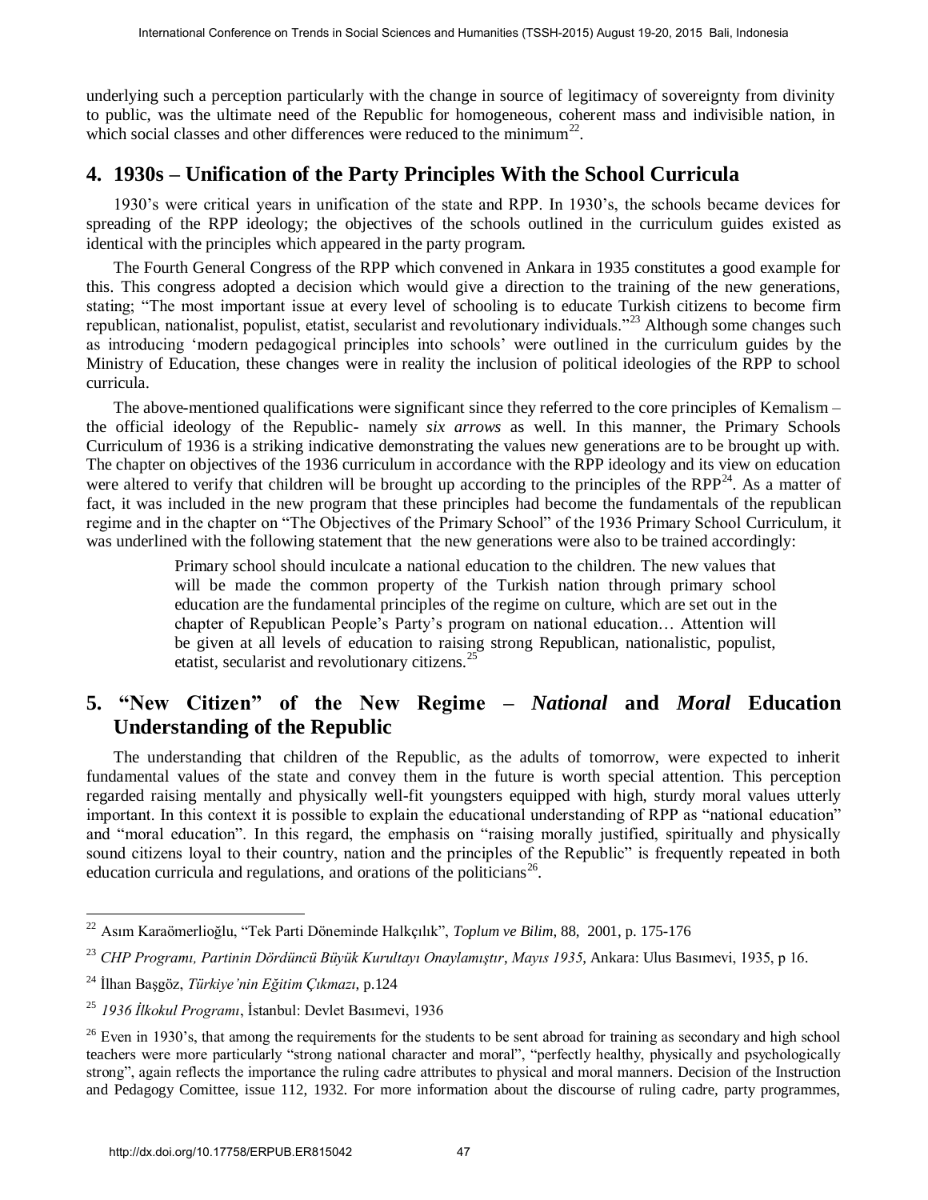underlying such a perception particularly with the change in source of legitimacy of sovereignty from divinity to public, was the ultimate need of the Republic for homogeneous, coherent mass and indivisible nation, in which social classes and other differences were reduced to the minimum[22].

## 4. 1930s – Unification of the Party Principles With the School Curricula

1930's were critical years in unification of the state and RPP. In 1930's, the schools became devices for spreading of the RPP ideology; the objectives of the schools outlined in the curriculum guides existed as identical with the principles which appeared in the party program.

The Fourth General Congress of the RPP which convened in Ankara in 1935 constitutes a good example for this. This congress adopted a decision which would give a direction to the training of the new generations, stating; "The most important issue at every level of schooling is to educate Turkish citizens to become firm republican, nationalist, populist, etatist, secularist and revolutionary individuals."[23] Although some changes such as introducing 'modern pedagogical principles into schools' were outlined in the curriculum guides by the Ministry of Education, these changes were in reality the inclusion of political ideologies of the RPP to school curricula.

The above-mentioned qualifications were significant since they referred to the core principles of Kemalism – the official ideology of the Republic- namely *six arrows* as well. In this manner, the Primary Schools Curriculum of 1936 is a striking indicative demonstrating the values new generations are to be brought up with. The chapter on objectives of the 1936 curriculum in accordance with the RPP ideology and its view on education were altered to verify that children will be brought up according to the principles of the RPP[24]. As a matter of fact, it was included in the new program that these principles had become the fundamentals of the republican regime and in the chapter on "The Objectives of the Primary School" of the 1936 Primary School Curriculum, it was underlined with the following statement that the new generations were also to be trained accordingly:

> Primary school should inculcate a national education to the children. The new values that will be made the common property of the Turkish nation through primary school education are the fundamental principles of the regime on culture, which are set out in the chapter of Republican People's Party's program on national education… Attention will be given at all levels of education to raising strong Republican, nationalistic, populist, etatist, secularist and revolutionary citizens.[25]

## 5. "New Citizen" of the New Regime – *National* and *Moral* Education Understanding of the Republic

The understanding that children of the Republic, as the adults of tomorrow, were expected to inherit fundamental values of the state and convey them in the future is worth special attention. This perception regarded raising mentally and physically well-fit youngsters equipped with high, sturdy moral values utterly important. In this context it is possible to explain the educational understanding of RPP as "national education" and "moral education". In this regard, the emphasis on "raising morally justified, spiritually and physically sound citizens loyal to their country, nation and the principles of the Republic" is frequently repeated in both education curricula and regulations, and orations of the politicians[26].

---

[22] Asım Karaömerlioğlu, "Tek Parti Döneminde Halkçılık", *Toplum ve Bilim*, 88, 2001, p. 175-176

[23] *CHP Programı, Partinin Dördüncü Büyük Kurultayı Onaylamıştır, Mayıs 1935*, Ankara: Ulus Basımevi, 1935, p 16.

[24] İlhan Başgöz, *Türkiye'nin Eğitim Çıkmazı*, p.124

[25] *1936 İlkokul Programı*, İstanbul: Devlet Basımevi, 1936

[26] Even in 1930's, that among the requirements for the students to be sent abroad for training as secondary and high school teachers were more particularly "strong national character and moral", "perfectly healthy, physically and psychologically strong", again reflects the importance the ruling cadre attributes to physical and moral manners. Decision of the Instruction and Pedagogy Comittee, issue 112, 1932. For more information about the discourse of ruling cadre, party programmes,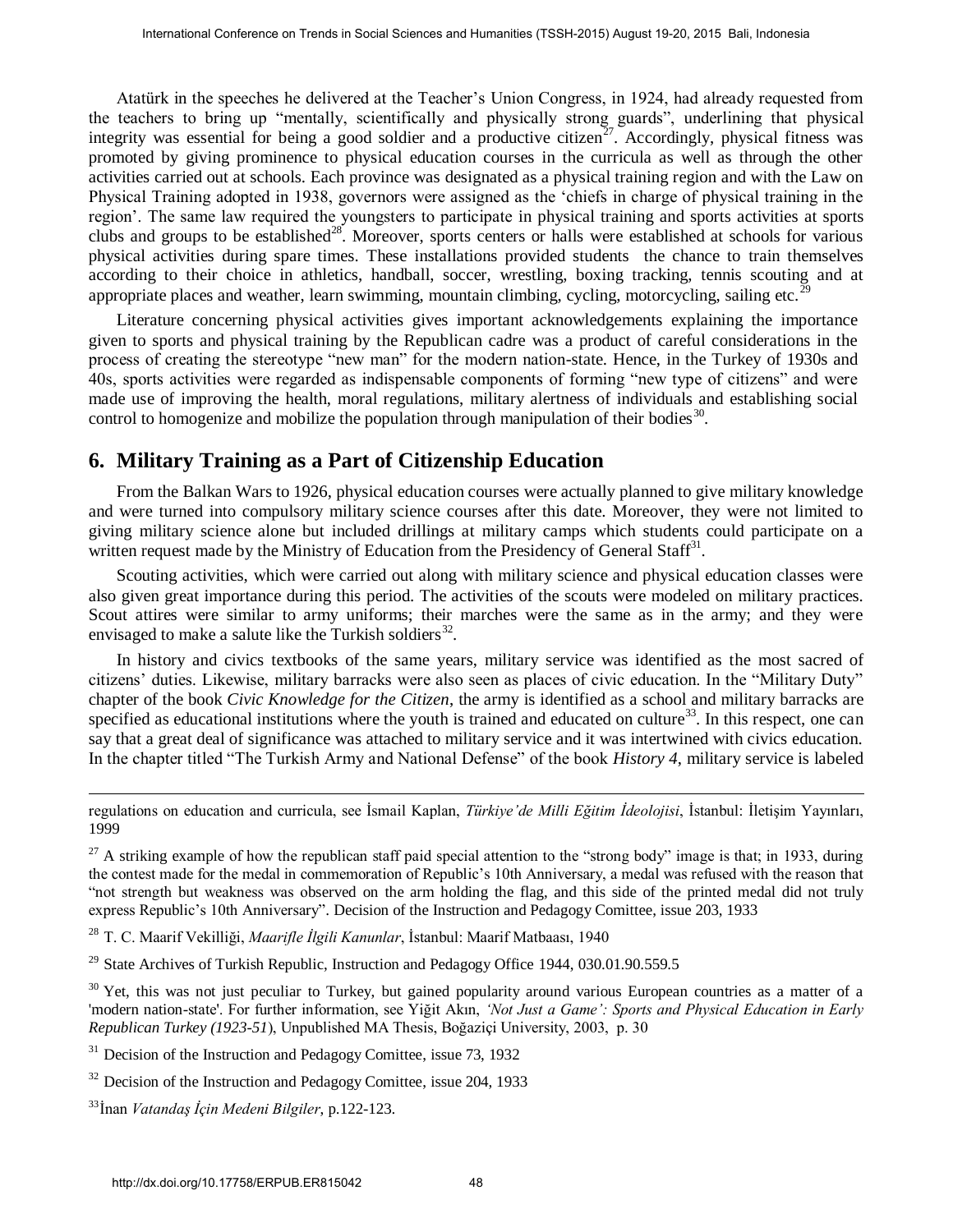Atatürk in the speeches he delivered at the Teacher's Union Congress, in 1924, had already requested from the teachers to bring up "mentally, scientifically and physically strong guards", underlining that physical integrity was essential for being a good soldier and a productive citizen[27]. Accordingly, physical fitness was promoted by giving prominence to physical education courses in the curricula as well as through the other activities carried out at schools. Each province was designated as a physical training region and with the Law on Physical Training adopted in 1938, governors were assigned as the 'chiefs in charge of physical training in the region'. The same law required the youngsters to participate in physical training and sports activities at sports clubs and groups to be established[28]. Moreover, sports centers or halls were established at schools for various physical activities during spare times. These installations provided students the chance to train themselves according to their choice in athletics, handball, soccer, wrestling, boxing tracking, tennis scouting and at appropriate places and weather, learn swimming, mountain climbing, cycling, motorcycling, sailing etc.[29]

Literature concerning physical activities gives important acknowledgements explaining the importance given to sports and physical training by the Republican cadre was a product of careful considerations in the process of creating the stereotype "new man" for the modern nation-state. Hence, in the Turkey of 1930s and 40s, sports activities were regarded as indispensable components of forming "new type of citizens" and were made use of improving the health, moral regulations, military alertness of individuals and establishing social control to homogenize and mobilize the population through manipulation of their bodies[30].

## 6. Military Training as a Part of Citizenship Education

From the Balkan Wars to 1926, physical education courses were actually planned to give military knowledge and were turned into compulsory military science courses after this date. Moreover, they were not limited to giving military science alone but included drillings at military camps which students could participate on a written request made by the Ministry of Education from the Presidency of General Staff[31].

Scouting activities, which were carried out along with military science and physical education classes were also given great importance during this period. The activities of the scouts were modeled on military practices. Scout attires were similar to army uniforms; their marches were the same as in the army; and they were envisaged to make a salute like the Turkish soldiers[32].

In history and civics textbooks of the same years, military service was identified as the most sacred of citizens' duties. Likewise, military barracks were also seen as places of civic education. In the "Military Duty" chapter of the book *Civic Knowledge for the Citizen*, the army is identified as a school and military barracks are specified as educational institutions where the youth is trained and educated on culture[33]. In this respect, one can say that a great deal of significance was attached to military service and it was intertwined with civics education. In the chapter titled "The Turkish Army and National Defense" of the book *History 4*, military service is labeled

---

regulations on education and curricula, see İsmail Kaplan, *Türkiye'de Milli Eğitim İdeolojisi*, İstanbul: İletişim Yayınları, 1999

[27] A striking example of how the republican staff paid special attention to the "strong body" image is that; in 1933, during the contest made for the medal in commemoration of Republic's 10th Anniversary, a medal was refused with the reason that "not strength but weakness was observed on the arm holding the flag, and this side of the printed medal did not truly express Republic's 10th Anniversary". Decision of the Instruction and Pedagogy Comittee, issue 203, 1933

[28] T. C. Maarif Vekilliği, *Maarifle İlgili Kanunlar*, İstanbul: Maarif Matbaası, 1940

[29] State Archives of Turkish Republic, Instruction and Pedagogy Office 1944, 030.01.90.559.5

[30] Yet, this was not just peculiar to Turkey, but gained popularity around various European countries as a matter of a 'modern nation-state'. For further information, see Yiğit Akın, *'Not Just a Game': Sports and Physical Education in Early Republican Turkey (1923-51)*, Unpublished MA Thesis, Boğaziçi University, 2003, p. 30

[31] Decision of the Instruction and Pedagogy Comittee, issue 73, 1932

[32] Decision of the Instruction and Pedagogy Comittee, issue 204, 1933

[33] İnan *Vatandaş İçin Medeni Bilgiler*, p.122-123.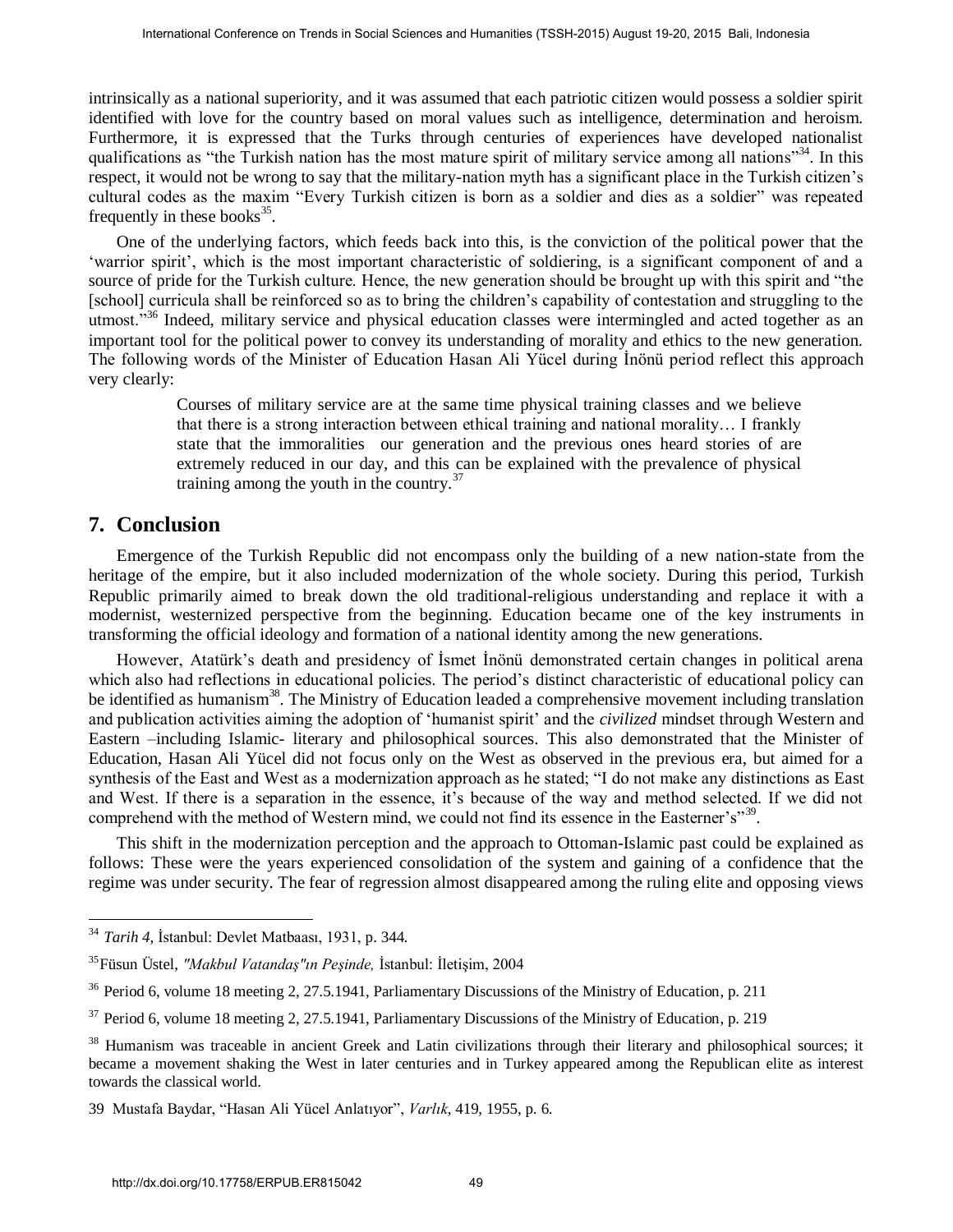intrinsically as a national superiority, and it was assumed that each patriotic citizen would possess a soldier spirit identified with love for the country based on moral values such as intelligence, determination and heroism. Furthermore, it is expressed that the Turks through centuries of experiences have developed nationalist qualifications as "the Turkish nation has the most mature spirit of military service among all nations"[34]. In this respect, it would not be wrong to say that the military-nation myth has a significant place in the Turkish citizen's cultural codes as the maxim "Every Turkish citizen is born as a soldier and dies as a soldier" was repeated frequently in these books[35].

One of the underlying factors, which feeds back into this, is the conviction of the political power that the 'warrior spirit', which is the most important characteristic of soldiering, is a significant component of and a source of pride for the Turkish culture. Hence, the new generation should be brought up with this spirit and "the [school] curricula shall be reinforced so as to bring the children's capability of contestation and struggling to the utmost."[36] Indeed, military service and physical education classes were intermingled and acted together as an important tool for the political power to convey its understanding of morality and ethics to the new generation. The following words of the Minister of Education Hasan Ali Yücel during İnönü period reflect this approach very clearly:

> Courses of military service are at the same time physical training classes and we believe that there is a strong interaction between ethical training and national morality… I frankly state that the immoralities our generation and the previous ones heard stories of are extremely reduced in our day, and this can be explained with the prevalence of physical training among the youth in the country.[37]

## 7. Conclusion

Emergence of the Turkish Republic did not encompass only the building of a new nation-state from the heritage of the empire, but it also included modernization of the whole society. During this period, Turkish Republic primarily aimed to break down the old traditional-religious understanding and replace it with a modernist, westernized perspective from the beginning. Education became one of the key instruments in transforming the official ideology and formation of a national identity among the new generations.

However, Atatürk's death and presidency of İsmet İnönü demonstrated certain changes in political arena which also had reflections in educational policies. The period's distinct characteristic of educational policy can be identified as humanism[38]. The Ministry of Education leaded a comprehensive movement including translation and publication activities aiming the adoption of 'humanist spirit' and the *civilized* mindset through Western and Eastern –including Islamic- literary and philosophical sources. This also demonstrated that the Minister of Education, Hasan Ali Yücel did not focus only on the West as observed in the previous era, but aimed for a synthesis of the East and West as a modernization approach as he stated; "I do not make any distinctions as East and West. If there is a separation in the essence, it's because of the way and method selected. If we did not comprehend with the method of Western mind, we could not find its essence in the Easterner's"[39].

This shift in the modernization perception and the approach to Ottoman-Islamic past could be explained as follows: These were the years experienced consolidation of the system and gaining of a confidence that the regime was under security. The fear of regression almost disappeared among the ruling elite and opposing views

---

[34] *Tarih 4*, İstanbul: Devlet Matbaası, 1931, p. 344.

[35] Füsun Üstel, *"Makbul Vatandaş"ın Peşinde,* İstanbul: İletişim, 2004

[36] Period 6, volume 18 meeting 2, 27.5.1941, Parliamentary Discussions of the Ministry of Education, p. 211

[37] Period 6, volume 18 meeting 2, 27.5.1941, Parliamentary Discussions of the Ministry of Education, p. 219

[38] Humanism was traceable in ancient Greek and Latin civilizations through their literary and philosophical sources; it became a movement shaking the West in later centuries and in Turkey appeared among the Republican elite as interest towards the classical world.

[39] Mustafa Baydar, "Hasan Ali Yücel Anlatıyor", *Varlık*, 419, 1955, p. 6.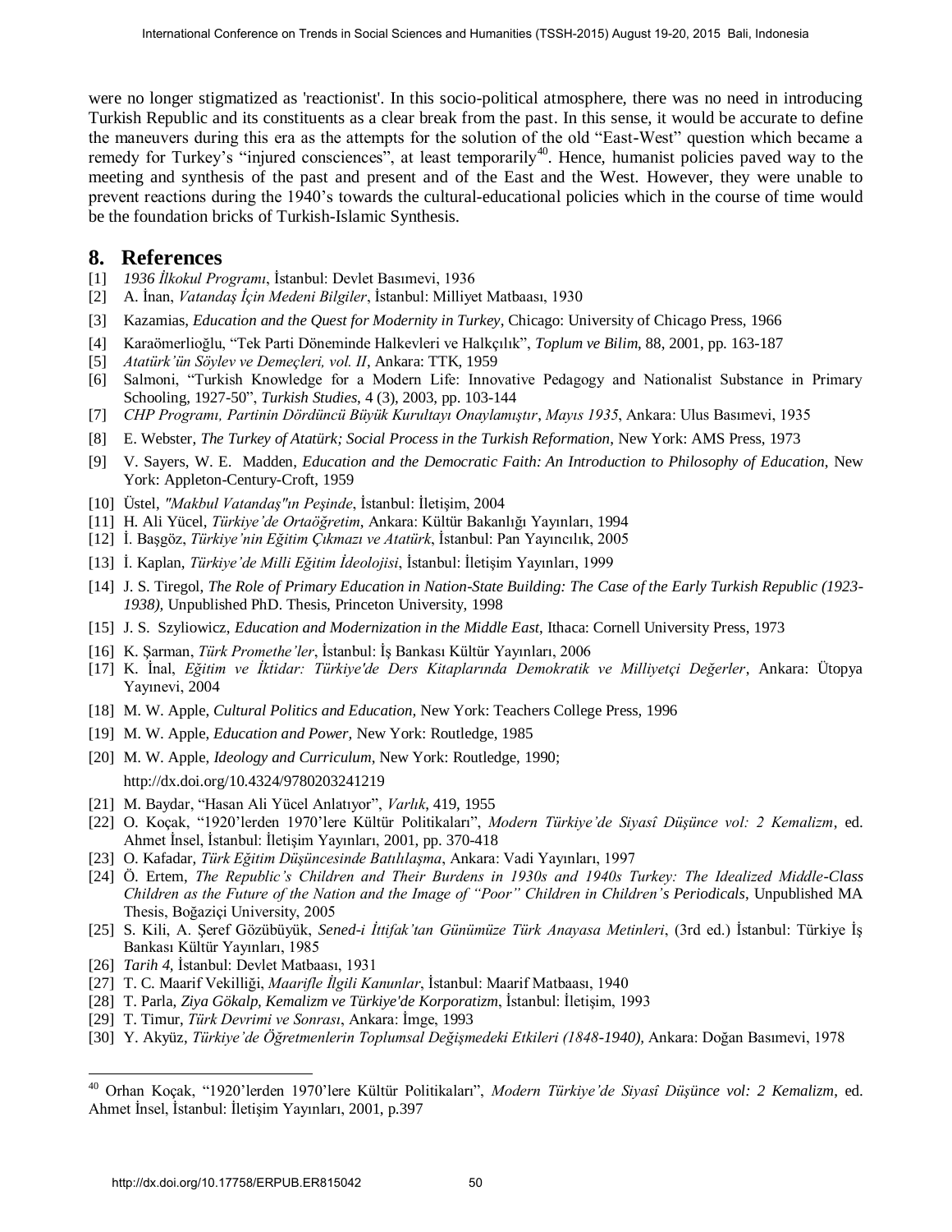were no longer stigmatized as 'reactionist'. In this socio-political atmosphere, there was no need in introducing Turkish Republic and its constituents as a clear break from the past. In this sense, it would be accurate to define the maneuvers during this era as the attempts for the solution of the old "East-West" question which became a remedy for Turkey's "injured consciences", at least temporarily[40]. Hence, humanist policies paved way to the meeting and synthesis of the past and present and of the East and the West. However, they were unable to prevent reactions during the 1940's towards the cultural-educational policies which in the course of time would be the foundation bricks of Turkish-Islamic Synthesis.

## 8. References

[1] *1936 İlkokul Programı*, İstanbul: Devlet Basımevi, 1936

[2] A. İnan, *Vatandaş İçin Medeni Bilgiler*, İstanbul: Milliyet Matbaası, 1930

[3] Kazamias, *Education and the Quest for Modernity in Turkey*, Chicago: University of Chicago Press, 1966

[4] Karaömerlioğlu, "Tek Parti Döneminde Halkevleri ve Halkçılık", *Toplum ve Bilim*, 88, 2001, pp. 163-187

[5] *Atatürk'ün Söylev ve Demeçleri, vol. II*, Ankara: TTK, 1959

[6] Salmoni, "Turkish Knowledge for a Modern Life: Innovative Pedagogy and Nationalist Substance in Primary Schooling, 1927-50", *Turkish Studies*, 4 (3), 2003, pp. 103-144

[7] *CHP Programı, Partinin Dördüncü Büyük Kurultayı Onaylamıştır, Mayıs 1935*, Ankara: Ulus Basımevi, 1935

[8] E. Webster, *The Turkey of Atatürk; Social Process in the Turkish Reformation*, New York: AMS Press, 1973

[9] V. Sayers, W. E. Madden, *Education and the Democratic Faith: An Introduction to Philosophy of Education*, New York: Appleton-Century-Croft, 1959

[10] Üstel, *"Makbul Vatandaş"ın Peşinde*, İstanbul: İletişim, 2004

[11] H. Ali Yücel, *Türkiye'de Ortaöğretim*, Ankara: Kültür Bakanlığı Yayınları, 1994

[12] İ. Başgöz, *Türkiye'nin Eğitim Çıkmazı ve Atatürk*, İstanbul: Pan Yayıncılık, 2005

[13] İ. Kaplan, *Türkiye'de Milli Eğitim İdeolojisi*, İstanbul: İletişim Yayınları, 1999

[14] J. S. Tiregol, *The Role of Primary Education in Nation-State Building: The Case of the Early Turkish Republic (1923-1938)*, Unpublished PhD. Thesis, Princeton University, 1998

[15] J. S. Szyliowicz, *Education and Modernization in the Middle East*, Ithaca: Cornell University Press, 1973

[16] K. Şarman, *Türk Promethe'ler*, İstanbul: İş Bankası Kültür Yayınları, 2006

[17] K. İnal, *Eğitim ve İktidar: Türkiye'de Ders Kitaplarında Demokratik ve Milliyetçi Değerler*, Ankara: Ütopya Yayınevi, 2004

[18] M. W. Apple, *Cultural Politics and Education*, New York: Teachers College Press, 1996

[19] M. W. Apple, *Education and Power*, New York: Routledge, 1985

[20] M. W. Apple, *Ideology and Curriculum*, New York: Routledge, 1990; http://dx.doi.org/10.4324/9780203241219

[21] M. Baydar, "Hasan Ali Yücel Anlatıyor", *Varlık*, 419, 1955

[22] O. Koçak, "1920'lerden 1970'lere Kültür Politikaları", *Modern Türkiye'de Siyasî Düşünce vol: 2 Kemalizm*, ed. Ahmet İnsel, İstanbul: İletişim Yayınları, 2001, pp. 370-418

[23] O. Kafadar, *Türk Eğitim Düşüncesinde Batılılaşma*, Ankara: Vadi Yayınları, 1997

[24] Ö. Ertem, *The Republic's Children and Their Burdens in 1930s and 1940s Turkey: The Idealized Middle-Class Children as the Future of the Nation and the Image of "Poor" Children in Children's Periodicals*, Unpublished MA Thesis, Boğaziçi University, 2005

[25] S. Kili, A. Şeref Gözübüyük, *Sened-i İttifak'tan Günümüze Türk Anayasa Metinleri*, (3rd ed.) İstanbul: Türkiye İş Bankası Kültür Yayınları, 1985

[26] *Tarih 4*, İstanbul: Devlet Matbaası, 1931

[27] T. C. Maarif Vekilliği, *Maarifle İlgili Kanunlar*, İstanbul: Maarif Matbaası, 1940

[28] T. Parla, *Ziya Gökalp, Kemalizm ve Türkiye'de Korporatizm*, İstanbul: İletişim, 1993

[29] T. Timur, *Türk Devrimi ve Sonrası*, Ankara: İmge, 1993

[30] Y. Akyüz, *Türkiye'de Öğretmenlerin Toplumsal Değişmedeki Etkileri (1848-1940)*, Ankara: Doğan Basımevi, 1978

---

[40] Orhan Koçak, "1920'lerden 1970'lere Kültür Politikaları", *Modern Türkiye'de Siyasî Düşünce vol: 2 Kemalizm*, ed. Ahmet İnsel, İstanbul: İletişim Yayınları, 2001, p.397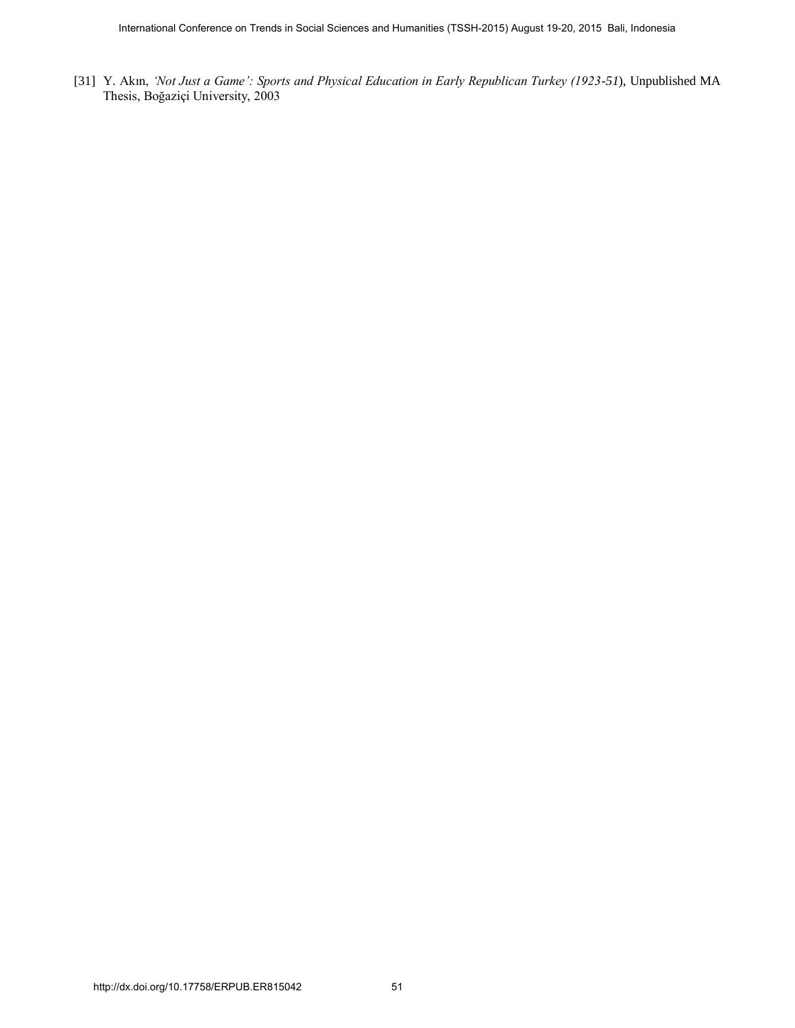[31] Y. Akın, *'Not Just a Game': Sports and Physical Education in Early Republican Turkey (1923-51*), Unpublished MA Thesis, Boğaziçi University, 2003